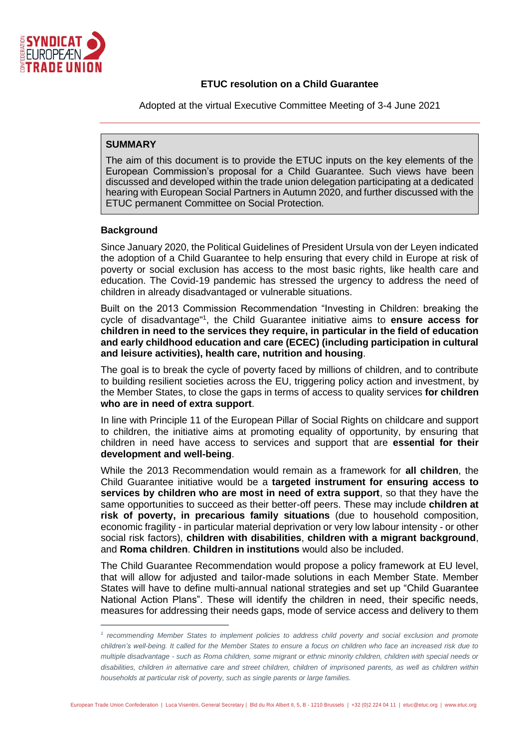**ETUC resolution on a Child Guarantee**

Adopted at the virtual Executive Committee Meeting of 3-4 June 2021

---

**SUMMARY**

The aim of this document is to provide the ETUC inputs on the key elements of the European Commission's proposal for a Child Guarantee. Such views have been discussed and developed within the trade union delegation participating at a dedicated hearing with European Social Partners in Autumn 2020, and further discussed with the ETUC permanent Committee on Social Protection.

**Background**

Since January 2020, the Political Guidelines of President Ursula von der Leyen indicated the adoption of a Child Guarantee to help ensuring that every child in Europe at risk of poverty or social exclusion has access to the most basic rights, like health care and education. The Covid-19 pandemic has stressed the urgency to address the need of children in already disadvantaged or vulnerable situations.

Built on the 2013 Commission Recommendation "Investing in Children: breaking the cycle of disadvantage"[1], the Child Guarantee initiative aims to **ensure access for children in need to the services they require, in particular in the field of education and early childhood education and care (ECEC) (including participation in cultural and leisure activities), health care, nutrition and housing**.

The goal is to break the cycle of poverty faced by millions of children, and to contribute to building resilient societies across the EU, triggering policy action and investment, by the Member States, to close the gaps in terms of access to quality services **for children who are in need of extra support**.

In line with Principle 11 of the European Pillar of Social Rights on childcare and support to children, the initiative aims at promoting equality of opportunity, by ensuring that children in need have access to services and support that are **essential for their development and well-being**.

While the 2013 Recommendation would remain as a framework for **all children**, the Child Guarantee initiative would be a **targeted instrument for ensuring access to services by children who are most in need of extra support**, so that they have the same opportunities to succeed as their better-off peers. These may include **children at risk of poverty, in precarious family situations** (due to household composition, economic fragility - in particular material deprivation or very low labour intensity - or other social risk factors), **children with disabilities**, **children with a migrant background**, and **Roma children**. **Children in institutions** would also be included.

The Child Guarantee Recommendation would propose a policy framework at EU level, that will allow for adjusted and tailor-made solutions in each Member State. Member States will have to define multi-annual national strategies and set up "Child Guarantee National Action Plans". These will identify the children in need, their specific needs, measures for addressing their needs gaps, mode of service access and delivery to them

---

[1] *recommending Member States to implement policies to address child poverty and social exclusion and promote children's well-being. It called for the Member States to ensure a focus on children who face an increased risk due to multiple disadvantage - such as Roma children, some migrant or ethnic minority children, children with special needs or disabilities, children in alternative care and street children, children of imprisoned parents, as well as children within households at particular risk of poverty, such as single parents or large families.*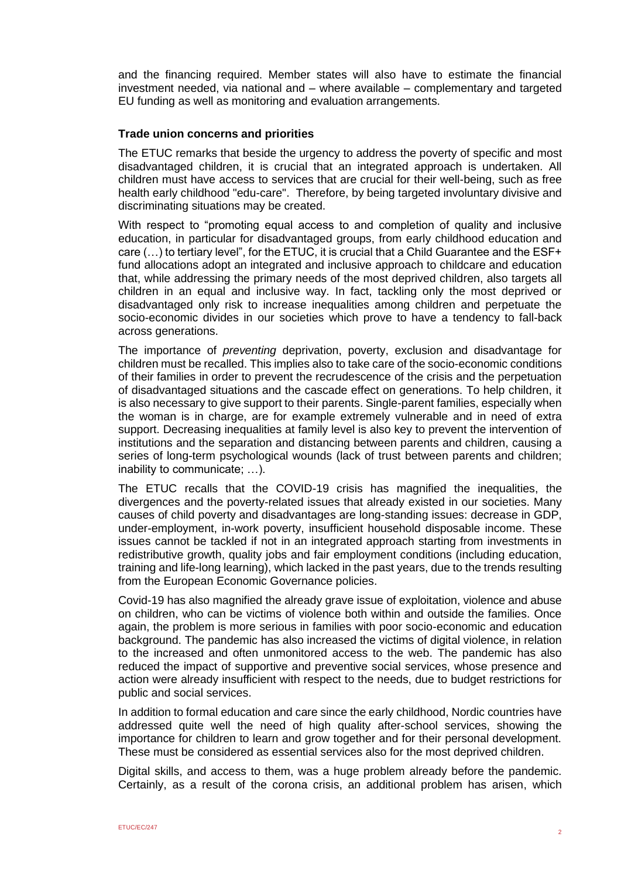and the financing required. Member states will also have to estimate the financial investment needed, via national and – where available – complementary and targeted EU funding as well as monitoring and evaluation arrangements.

**Trade union concerns and priorities**

The ETUC remarks that beside the urgency to address the poverty of specific and most disadvantaged children, it is crucial that an integrated approach is undertaken. All children must have access to services that are crucial for their well-being, such as free health early childhood "edu-care". Therefore, by being targeted involuntary divisive and discriminating situations may be created.

With respect to "promoting equal access to and completion of quality and inclusive education, in particular for disadvantaged groups, from early childhood education and care (…) to tertiary level", for the ETUC, it is crucial that a Child Guarantee and the ESF+ fund allocations adopt an integrated and inclusive approach to childcare and education that, while addressing the primary needs of the most deprived children, also targets all children in an equal and inclusive way. In fact, tackling only the most deprived or disadvantaged only risk to increase inequalities among children and perpetuate the socio-economic divides in our societies which prove to have a tendency to fall-back across generations.

The importance of *preventing* deprivation, poverty, exclusion and disadvantage for children must be recalled. This implies also to take care of the socio-economic conditions of their families in order to prevent the recrudescence of the crisis and the perpetuation of disadvantaged situations and the cascade effect on generations. To help children, it is also necessary to give support to their parents. Single-parent families, especially when the woman is in charge, are for example extremely vulnerable and in need of extra support. Decreasing inequalities at family level is also key to prevent the intervention of institutions and the separation and distancing between parents and children, causing a series of long-term psychological wounds (lack of trust between parents and children; inability to communicate; …).

The ETUC recalls that the COVID-19 crisis has magnified the inequalities, the divergences and the poverty-related issues that already existed in our societies. Many causes of child poverty and disadvantages are long-standing issues: decrease in GDP, under-employment, in-work poverty, insufficient household disposable income. These issues cannot be tackled if not in an integrated approach starting from investments in redistributive growth, quality jobs and fair employment conditions (including education, training and life-long learning), which lacked in the past years, due to the trends resulting from the European Economic Governance policies.

Covid-19 has also magnified the already grave issue of exploitation, violence and abuse on children, who can be victims of violence both within and outside the families. Once again, the problem is more serious in families with poor socio-economic and education background. The pandemic has also increased the victims of digital violence, in relation to the increased and often unmonitored access to the web. The pandemic has also reduced the impact of supportive and preventive social services, whose presence and action were already insufficient with respect to the needs, due to budget restrictions for public and social services.

In addition to formal education and care since the early childhood, Nordic countries have addressed quite well the need of high quality after-school services, showing the importance for children to learn and grow together and for their personal development. These must be considered as essential services also for the most deprived children.

Digital skills, and access to them, was a huge problem already before the pandemic. Certainly, as a result of the corona crisis, an additional problem has arisen, which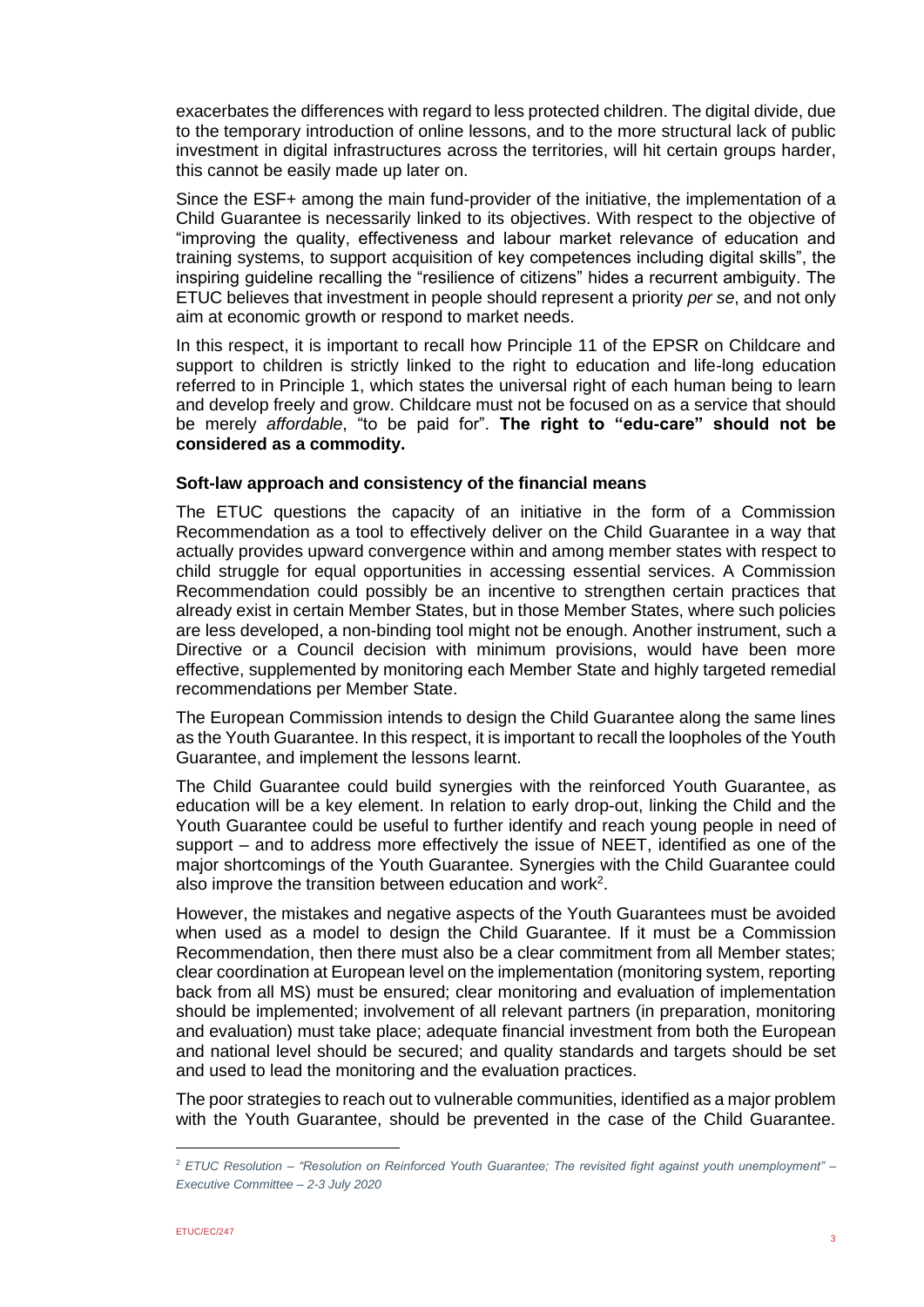exacerbates the differences with regard to less protected children. The digital divide, due to the temporary introduction of online lessons, and to the more structural lack of public investment in digital infrastructures across the territories, will hit certain groups harder, this cannot be easily made up later on.

Since the ESF+ among the main fund-provider of the initiative, the implementation of a Child Guarantee is necessarily linked to its objectives. With respect to the objective of "improving the quality, effectiveness and labour market relevance of education and training systems, to support acquisition of key competences including digital skills", the inspiring guideline recalling the "resilience of citizens" hides a recurrent ambiguity. The ETUC believes that investment in people should represent a priority *per se*, and not only aim at economic growth or respond to market needs.

In this respect, it is important to recall how Principle 11 of the EPSR on Childcare and support to children is strictly linked to the right to education and life-long education referred to in Principle 1, which states the universal right of each human being to learn and develop freely and grow. Childcare must not be focused on as a service that should be merely *affordable*, "to be paid for". **The right to "edu-care" should not be considered as a commodity.**

### Soft-law approach and consistency of the financial means

The ETUC questions the capacity of an initiative in the form of a Commission Recommendation as a tool to effectively deliver on the Child Guarantee in a way that actually provides upward convergence within and among member states with respect to child struggle for equal opportunities in accessing essential services. A Commission Recommendation could possibly be an incentive to strengthen certain practices that already exist in certain Member States, but in those Member States, where such policies are less developed, a non-binding tool might not be enough. Another instrument, such a Directive or a Council decision with minimum provisions, would have been more effective, supplemented by monitoring each Member State and highly targeted remedial recommendations per Member State.

The European Commission intends to design the Child Guarantee along the same lines as the Youth Guarantee. In this respect, it is important to recall the loopholes of the Youth Guarantee, and implement the lessons learnt.

The Child Guarantee could build synergies with the reinforced Youth Guarantee, as education will be a key element. In relation to early drop-out, linking the Child and the Youth Guarantee could be useful to further identify and reach young people in need of support – and to address more effectively the issue of NEET, identified as one of the major shortcomings of the Youth Guarantee. Synergies with the Child Guarantee could also improve the transition between education and work[2].

However, the mistakes and negative aspects of the Youth Guarantees must be avoided when used as a model to design the Child Guarantee. If it must be a Commission Recommendation, then there must also be a clear commitment from all Member states; clear coordination at European level on the implementation (monitoring system, reporting back from all MS) must be ensured; clear monitoring and evaluation of implementation should be implemented; involvement of all relevant partners (in preparation, monitoring and evaluation) must take place; adequate financial investment from both the European and national level should be secured; and quality standards and targets should be set and used to lead the monitoring and the evaluation practices.

The poor strategies to reach out to vulnerable communities, identified as a major problem with the Youth Guarantee, should be prevented in the case of the Child Guarantee.

---

[2] *ETUC Resolution – "Resolution on Reinforced Youth Guarantee; The revisited fight against youth unemployment" – Executive Committee – 2-3 July 2020*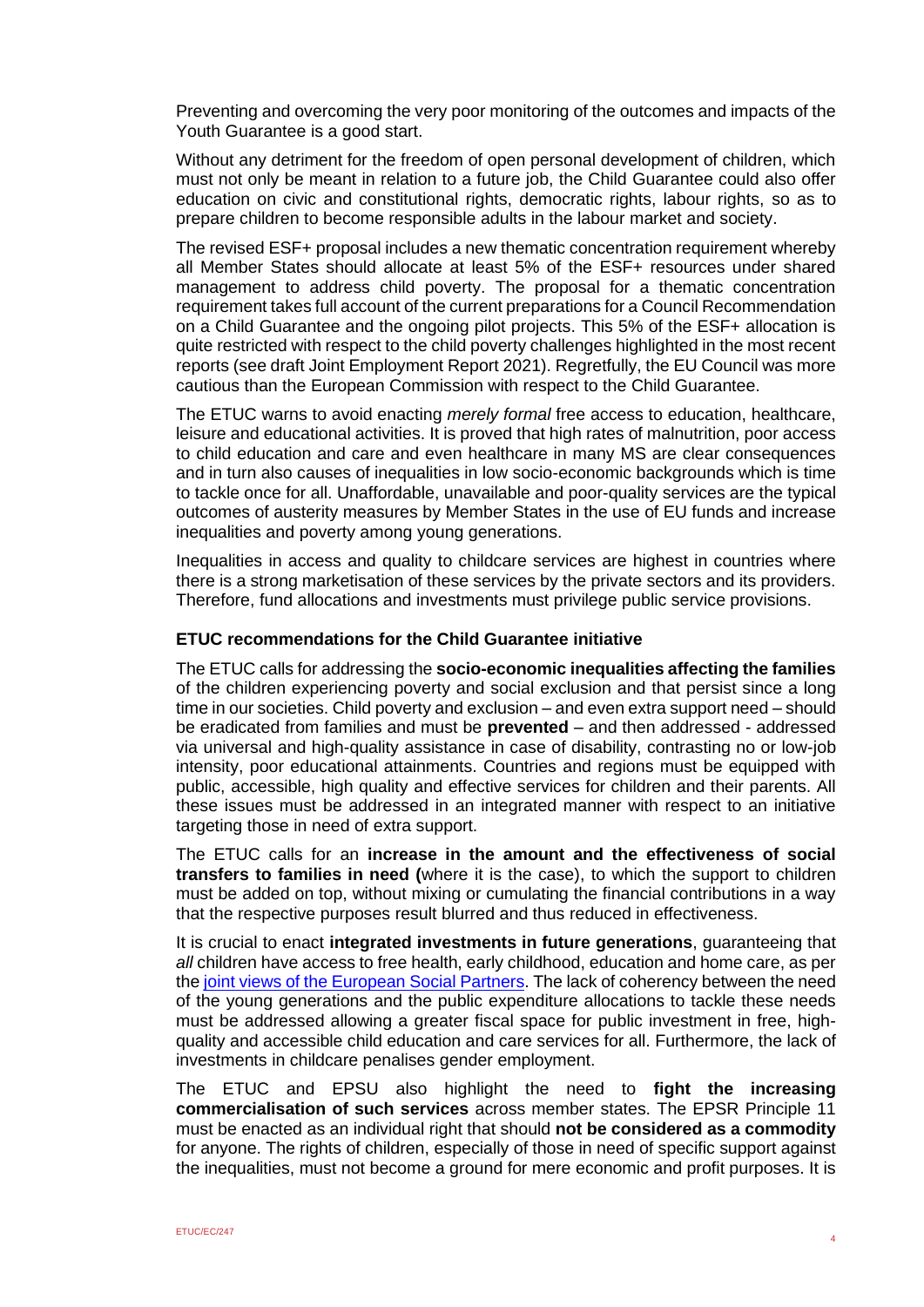Preventing and overcoming the very poor monitoring of the outcomes and impacts of the Youth Guarantee is a good start.

Without any detriment for the freedom of open personal development of children, which must not only be meant in relation to a future job, the Child Guarantee could also offer education on civic and constitutional rights, democratic rights, labour rights, so as to prepare children to become responsible adults in the labour market and society.

The revised ESF+ proposal includes a new thematic concentration requirement whereby all Member States should allocate at least 5% of the ESF+ resources under shared management to address child poverty. The proposal for a thematic concentration requirement takes full account of the current preparations for a Council Recommendation on a Child Guarantee and the ongoing pilot projects. This 5% of the ESF+ allocation is quite restricted with respect to the child poverty challenges highlighted in the most recent reports (see draft Joint Employment Report 2021). Regretfully, the EU Council was more cautious than the European Commission with respect to the Child Guarantee.

The ETUC warns to avoid enacting *merely formal* free access to education, healthcare, leisure and educational activities. It is proved that high rates of malnutrition, poor access to child education and care and even healthcare in many MS are clear consequences and in turn also causes of inequalities in low socio-economic backgrounds which is time to tackle once for all. Unaffordable, unavailable and poor-quality services are the typical outcomes of austerity measures by Member States in the use of EU funds and increase inequalities and poverty among young generations.

Inequalities in access and quality to childcare services are highest in countries where there is a strong marketisation of these services by the private sectors and its providers. Therefore, fund allocations and investments must privilege public service provisions.

### ETUC recommendations for the Child Guarantee initiative

The ETUC calls for addressing the **socio-economic inequalities affecting the families** of the children experiencing poverty and social exclusion and that persist since a long time in our societies. Child poverty and exclusion – and even extra support need – should be eradicated from families and must be **prevented** – and then addressed - addressed via universal and high-quality assistance in case of disability, contrasting no or low-job intensity, poor educational attainments. Countries and regions must be equipped with public, accessible, high quality and effective services for children and their parents. All these issues must be addressed in an integrated manner with respect to an initiative targeting those in need of extra support.

The ETUC calls for an **increase in the amount and the effectiveness of social transfers to families in need (**where it is the case), to which the support to children must be added on top, without mixing or cumulating the financial contributions in a way that the respective purposes result blurred and thus reduced in effectiveness.

It is crucial to enact **integrated investments in future generations**, guaranteeing that *all* children have access to free health, early childhood, education and home care, as per the joint views of the European Social Partners. The lack of coherency between the need of the young generations and the public expenditure allocations to tackle these needs must be addressed allowing a greater fiscal space for public investment in free, high-quality and accessible child education and care services for all. Furthermore, the lack of investments in childcare penalises gender employment.

The ETUC and EPSU also highlight the need to **fight the increasing commercialisation of such services** across member states. The EPSR Principle 11 must be enacted as an individual right that should **not be considered as a commodity** for anyone. The rights of children, especially of those in need of specific support against the inequalities, must not become a ground for mere economic and profit purposes. It is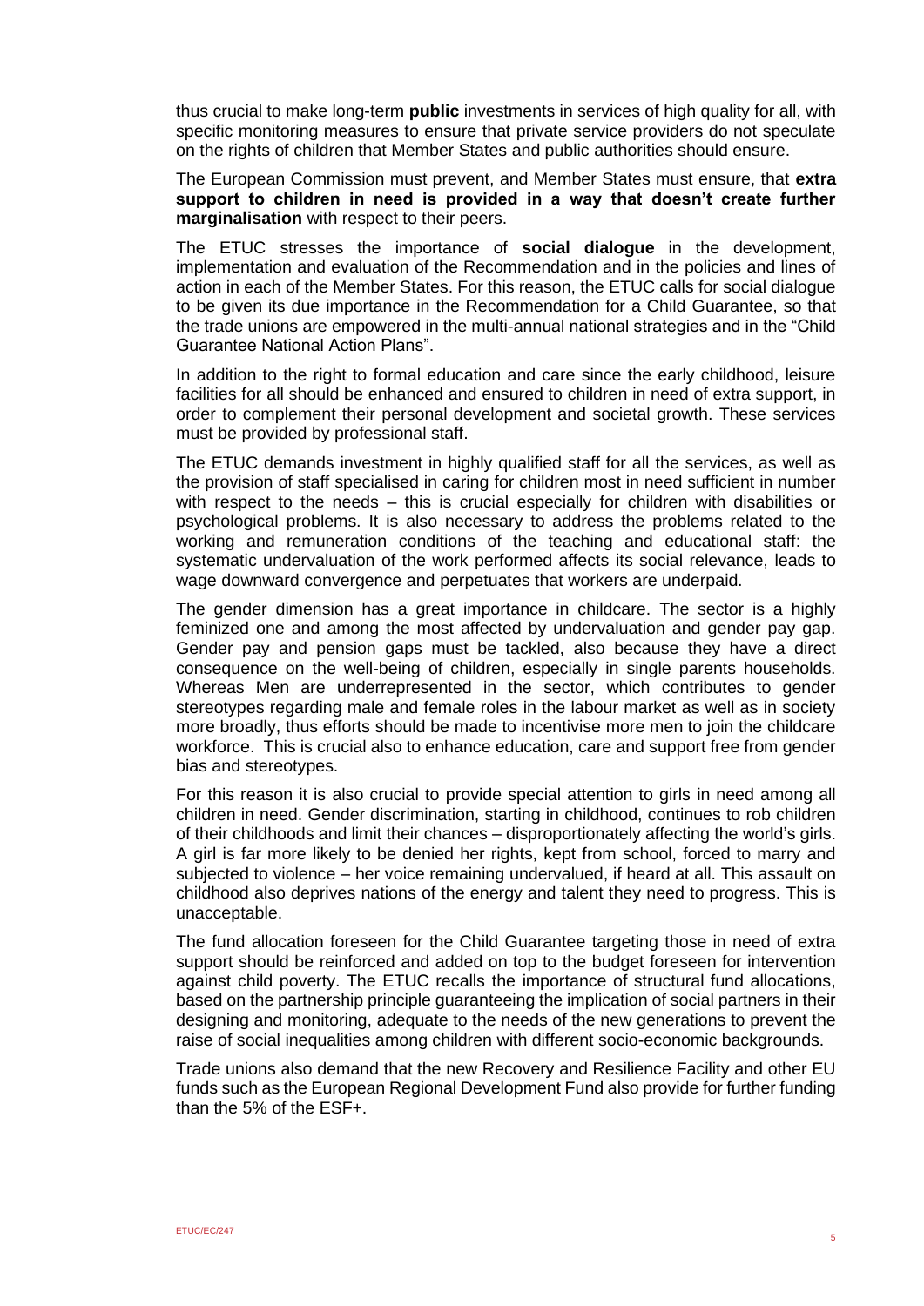thus crucial to make long-term **public** investments in services of high quality for all, with specific monitoring measures to ensure that private service providers do not speculate on the rights of children that Member States and public authorities should ensure.

The European Commission must prevent, and Member States must ensure, that **extra support to children in need is provided in a way that doesn't create further marginalisation** with respect to their peers.

The ETUC stresses the importance of **social dialogue** in the development, implementation and evaluation of the Recommendation and in the policies and lines of action in each of the Member States. For this reason, the ETUC calls for social dialogue to be given its due importance in the Recommendation for a Child Guarantee, so that the trade unions are empowered in the multi-annual national strategies and in the "Child Guarantee National Action Plans".

In addition to the right to formal education and care since the early childhood, leisure facilities for all should be enhanced and ensured to children in need of extra support, in order to complement their personal development and societal growth. These services must be provided by professional staff.

The ETUC demands investment in highly qualified staff for all the services, as well as the provision of staff specialised in caring for children most in need sufficient in number with respect to the needs – this is crucial especially for children with disabilities or psychological problems. It is also necessary to address the problems related to the working and remuneration conditions of the teaching and educational staff: the systematic undervaluation of the work performed affects its social relevance, leads to wage downward convergence and perpetuates that workers are underpaid.

The gender dimension has a great importance in childcare. The sector is a highly feminized one and among the most affected by undervaluation and gender pay gap. Gender pay and pension gaps must be tackled, also because they have a direct consequence on the well-being of children, especially in single parents households. Whereas Men are underrepresented in the sector, which contributes to gender stereotypes regarding male and female roles in the labour market as well as in society more broadly, thus efforts should be made to incentivise more men to join the childcare workforce. This is crucial also to enhance education, care and support free from gender bias and stereotypes.

For this reason it is also crucial to provide special attention to girls in need among all children in need. Gender discrimination, starting in childhood, continues to rob children of their childhoods and limit their chances – disproportionately affecting the world's girls. A girl is far more likely to be denied her rights, kept from school, forced to marry and subjected to violence – her voice remaining undervalued, if heard at all. This assault on childhood also deprives nations of the energy and talent they need to progress. This is unacceptable.

The fund allocation foreseen for the Child Guarantee targeting those in need of extra support should be reinforced and added on top to the budget foreseen for intervention against child poverty. The ETUC recalls the importance of structural fund allocations, based on the partnership principle guaranteeing the implication of social partners in their designing and monitoring, adequate to the needs of the new generations to prevent the raise of social inequalities among children with different socio-economic backgrounds.

Trade unions also demand that the new Recovery and Resilience Facility and other EU funds such as the European Regional Development Fund also provide for further funding than the 5% of the ESF+.